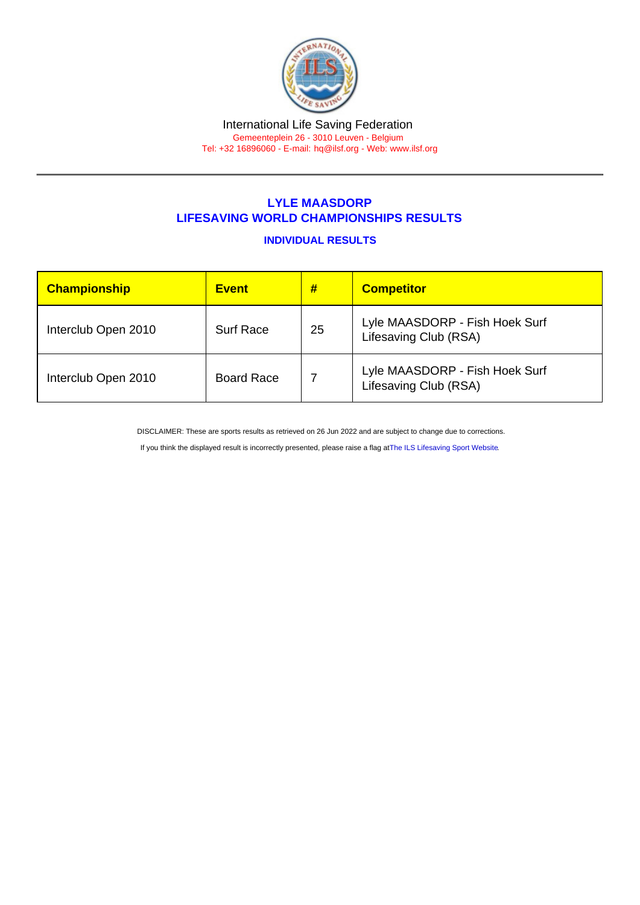International Life Saving Federation
Gemeenteplein 26 - 3010 Leuven - Belgium
Tel: +32 16896060 - E-mail: hq@ilsf.org - Web: www.ilsf.org

## LYLE MAASDORP
## LIFESAVING WORLD CHAMPIONSHIPS RESULTS

### INDIVIDUAL RESULTS

| Championship | Event | # | Competitor |
|---|---|---|---|
| Interclub Open 2010 | Surf Race | 25 | Lyle MAASDORP - Fish Hoek Surf Lifesaving Club (RSA) |
| Interclub Open 2010 | Board Race | 7 | Lyle MAASDORP - Fish Hoek Surf Lifesaving Club (RSA) |

DISCLAIMER: These are sports results as retrieved on 26 Jun 2022 and are subject to change due to corrections.

If you think the displayed result is incorrectly presented, please raise a flag at The ILS Lifesaving Sport Website.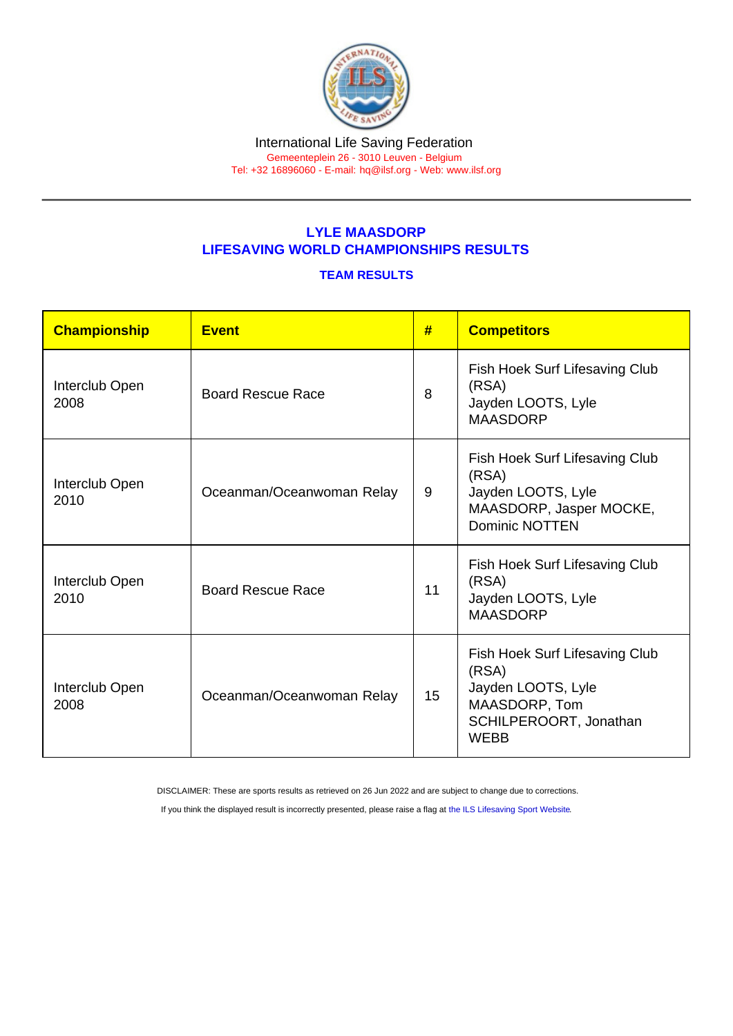International Life Saving Federation
Gemeenteplein 26 - 3010 Leuven - Belgium
Tel: +32 16896060 - E-mail: hq@ilsf.org - Web: www.ilsf.org

## LYLE MAASDORP
## LIFESAVING WORLD CHAMPIONSHIPS RESULTS

### TEAM RESULTS

| Championship | Event | # | Competitors |
|---|---|---|---|
| Interclub Open 2008 | Board Rescue Race | 8 | Fish Hoek Surf Lifesaving Club (RSA) Jayden LOOTS, Lyle MAASDORP |
| Interclub Open 2010 | Oceanman/Oceanwoman Relay | 9 | Fish Hoek Surf Lifesaving Club (RSA) Jayden LOOTS, Lyle MAASDORP, Jasper MOCKE, Dominic NOTTEN |
| Interclub Open 2010 | Board Rescue Race | 11 | Fish Hoek Surf Lifesaving Club (RSA) Jayden LOOTS, Lyle MAASDORP |
| Interclub Open 2008 | Oceanman/Oceanwoman Relay | 15 | Fish Hoek Surf Lifesaving Club (RSA) Jayden LOOTS, Lyle MAASDORP, Tom SCHILPEROORT, Jonathan WEBB |

DISCLAIMER: These are sports results as retrieved on 26 Jun 2022 and are subject to change due to corrections.

If you think the displayed result is incorrectly presented, please raise a flag at the ILS Lifesaving Sport Website.